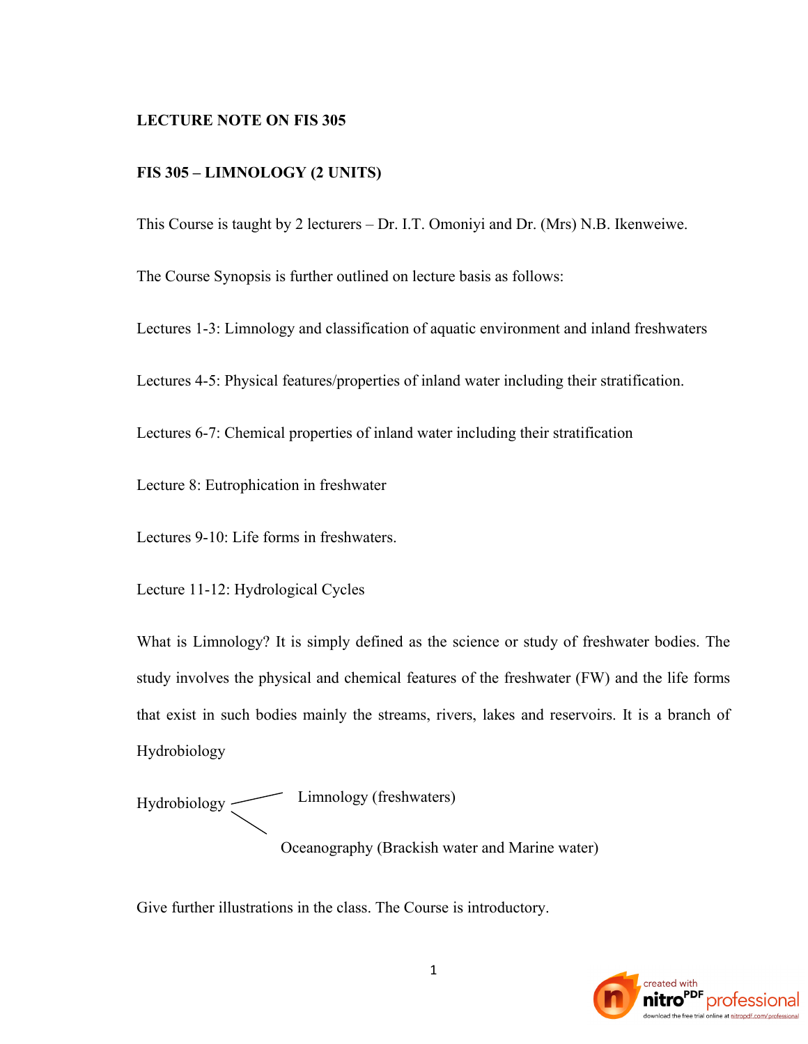**LECTURE NOTE ON FIS 305**

**FIS 305 – LIMNOLOGY (2 UNITS)**

This Course is taught by 2 lecturers – Dr. I.T. Omoniyi and Dr. (Mrs) N.B. Ikenweiwe.

The Course Synopsis is further outlined on lecture basis as follows:

Lectures 1-3: Limnology and classification of aquatic environment and inland freshwaters

Lectures 4-5: Physical features/properties of inland water including their stratification.

Lectures 6-7: Chemical properties of inland water including their stratification

Lecture 8: Eutrophication in freshwater

Lectures 9-10: Life forms in freshwaters.

Lecture 11-12: Hydrological Cycles

What is Limnology? It is simply defined as the science or study of freshwater bodies. The study involves the physical and chemical features of the freshwater (FW) and the life forms that exist in such bodies mainly the streams, rivers, lakes and reservoirs. It is a branch of Hydrobiology

Hydrobiology → Limnology (freshwaters)

Hydrobiology → Oceanography (Brackish water and Marine water)

Give further illustrations in the class. The Course is introductory.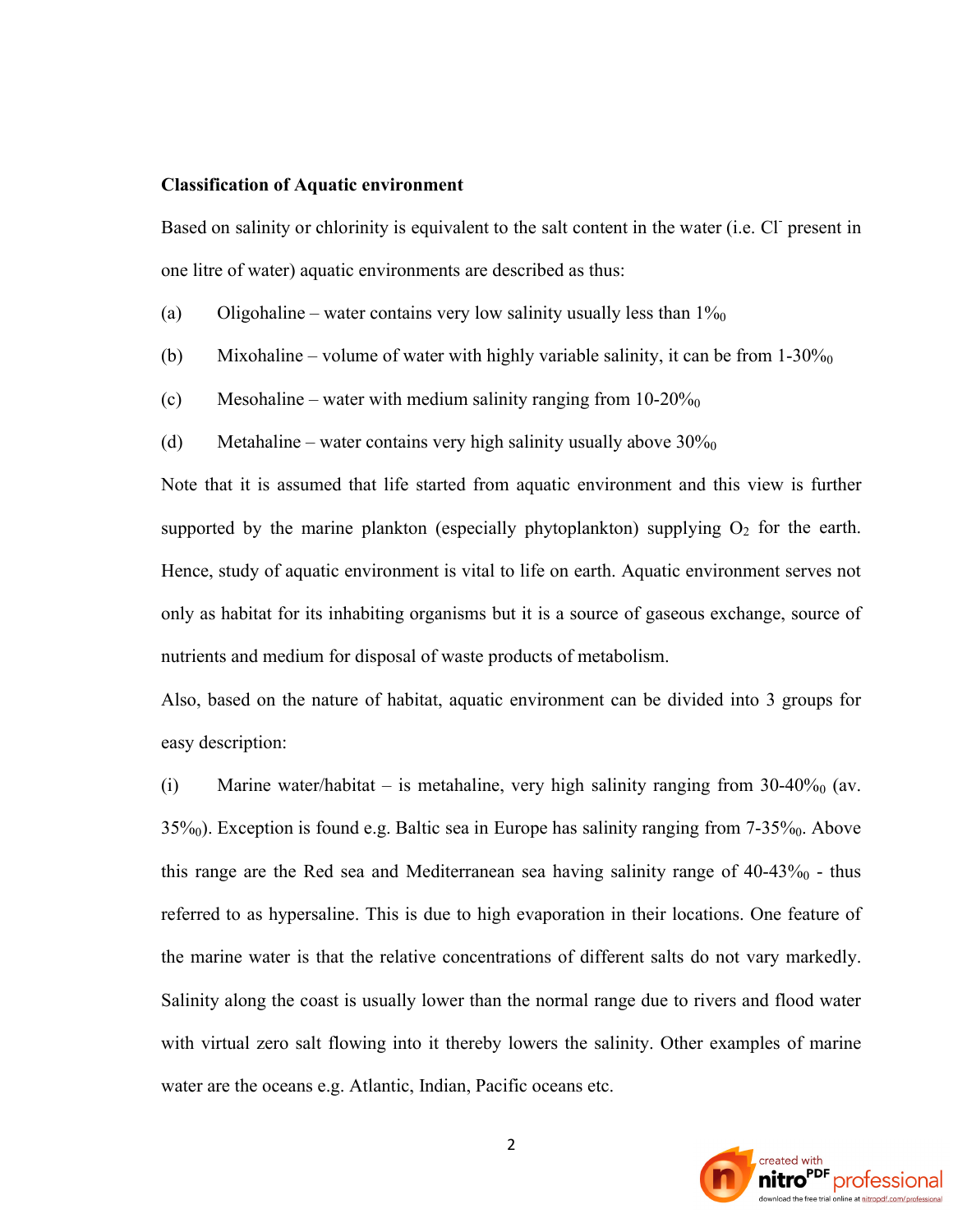**Classification of Aquatic environment**

Based on salinity or chlorinity is equivalent to the salt content in the water (i.e. $Cl^-$ present in one litre of water) aquatic environments are described as thus:

(a) Oligohaline – water contains very low salinity usually less than $1‰_0$

(b) Mixohaline – volume of water with highly variable salinity, it can be from $1\text{-}30‰_0$

(c) Mesohaline – water with medium salinity ranging from $10\text{-}20‰_0$

(d) Metahaline – water contains very high salinity usually above $30‰_0$

Note that it is assumed that life started from aquatic environment and this view is further supported by the marine plankton (especially phytoplankton) supplying $O_2$ for the earth. Hence, study of aquatic environment is vital to life on earth. Aquatic environment serves not only as habitat for its inhabiting organisms but it is a source of gaseous exchange, source of nutrients and medium for disposal of waste products of metabolism.

Also, based on the nature of habitat, aquatic environment can be divided into 3 groups for easy description:

(i) Marine water/habitat – is metahaline, very high salinity ranging from $30\text{-}40‰_0$ (av. $35‰_0$). Exception is found e.g. Baltic sea in Europe has salinity ranging from $7\text{-}35‰_0$. Above this range are the Red sea and Mediterranean sea having salinity range of $40\text{-}43‰_0$ - thus referred to as hypersaline. This is due to high evaporation in their locations. One feature of the marine water is that the relative concentrations of different salts do not vary markedly. Salinity along the coast is usually lower than the normal range due to rivers and flood water with virtual zero salt flowing into it thereby lowers the salinity. Other examples of marine water are the oceans e.g. Atlantic, Indian, Pacific oceans etc.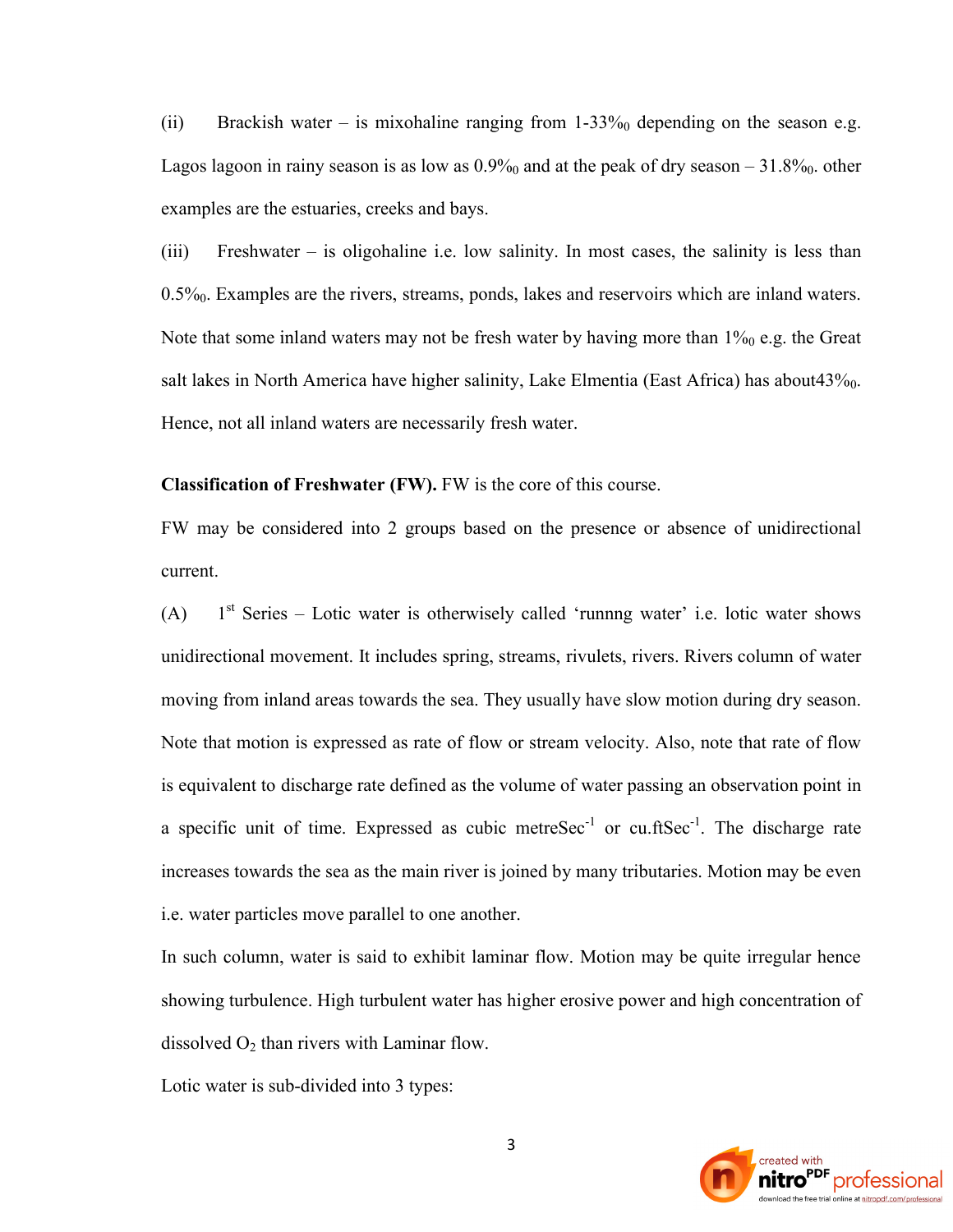(ii) Brackish water – is mixohaline ranging from 1-33$‰_0$ depending on the season e.g. Lagos lagoon in rainy season is as low as 0.9$‰_0$ and at the peak of dry season – 31.8$‰_0$. other examples are the estuaries, creeks and bays.

(iii) Freshwater – is oligohaline i.e. low salinity. In most cases, the salinity is less than 0.5$‰_0$. Examples are the rivers, streams, ponds, lakes and reservoirs which are inland waters. Note that some inland waters may not be fresh water by having more than 1$‰_0$ e.g. the Great salt lakes in North America have higher salinity, Lake Elmentia (East Africa) has about43$‰_0$. Hence, not all inland waters are necessarily fresh water.

**Classification of Freshwater (FW).** FW is the core of this course.

FW may be considered into 2 groups based on the presence or absence of unidirectional current.

(A) 1$^{st}$ Series – Lotic water is otherwisely called 'runnng water' i.e. lotic water shows unidirectional movement. It includes spring, streams, rivulets, rivers. Rivers column of water moving from inland areas towards the sea. They usually have slow motion during dry season. Note that motion is expressed as rate of flow or stream velocity. Also, note that rate of flow is equivalent to discharge rate defined as the volume of water passing an observation point in a specific unit of time. Expressed as cubic metre$Sec^{-1}$ or cu.ft$Sec^{-1}$. The discharge rate increases towards the sea as the main river is joined by many tributaries. Motion may be even i.e. water particles move parallel to one another.

In such column, water is said to exhibit laminar flow. Motion may be quite irregular hence showing turbulence. High turbulent water has higher erosive power and high concentration of dissolved $O_2$ than rivers with Laminar flow.

Lotic water is sub-divided into 3 types: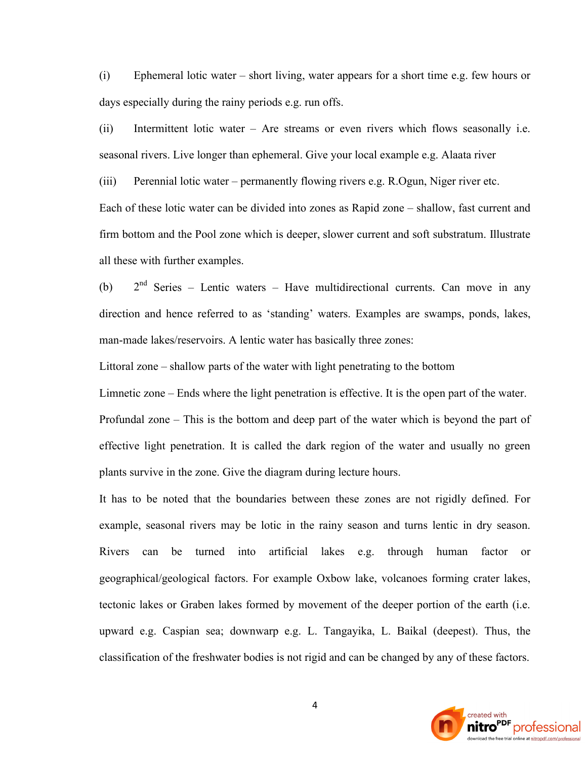(i) Ephemeral lotic water – short living, water appears for a short time e.g. few hours or days especially during the rainy periods e.g. run offs.

(ii) Intermittent lotic water – Are streams or even rivers which flows seasonally i.e. seasonal rivers. Live longer than ephemeral. Give your local example e.g. Alaata river

(iii) Perennial lotic water – permanently flowing rivers e.g. R.Ogun, Niger river etc.

Each of these lotic water can be divided into zones as Rapid zone – shallow, fast current and firm bottom and the Pool zone which is deeper, slower current and soft substratum. Illustrate all these with further examples.

(b) 2nd Series – Lentic waters – Have multidirectional currents. Can move in any direction and hence referred to as 'standing' waters. Examples are swamps, ponds, lakes, man-made lakes/reservoirs. A lentic water has basically three zones:

Littoral zone – shallow parts of the water with light penetrating to the bottom

Limnetic zone – Ends where the light penetration is effective. It is the open part of the water.

Profundal zone – This is the bottom and deep part of the water which is beyond the part of effective light penetration. It is called the dark region of the water and usually no green plants survive in the zone. Give the diagram during lecture hours.

It has to be noted that the boundaries between these zones are not rigidly defined. For example, seasonal rivers may be lotic in the rainy season and turns lentic in dry season. Rivers can be turned into artificial lakes e.g. through human factor or geographical/geological factors. For example Oxbow lake, volcanoes forming crater lakes, tectonic lakes or Graben lakes formed by movement of the deeper portion of the earth (i.e. upward e.g. Caspian sea; downwarp e.g. L. Tangayika, L. Baikal (deepest). Thus, the classification of the freshwater bodies is not rigid and can be changed by any of these factors.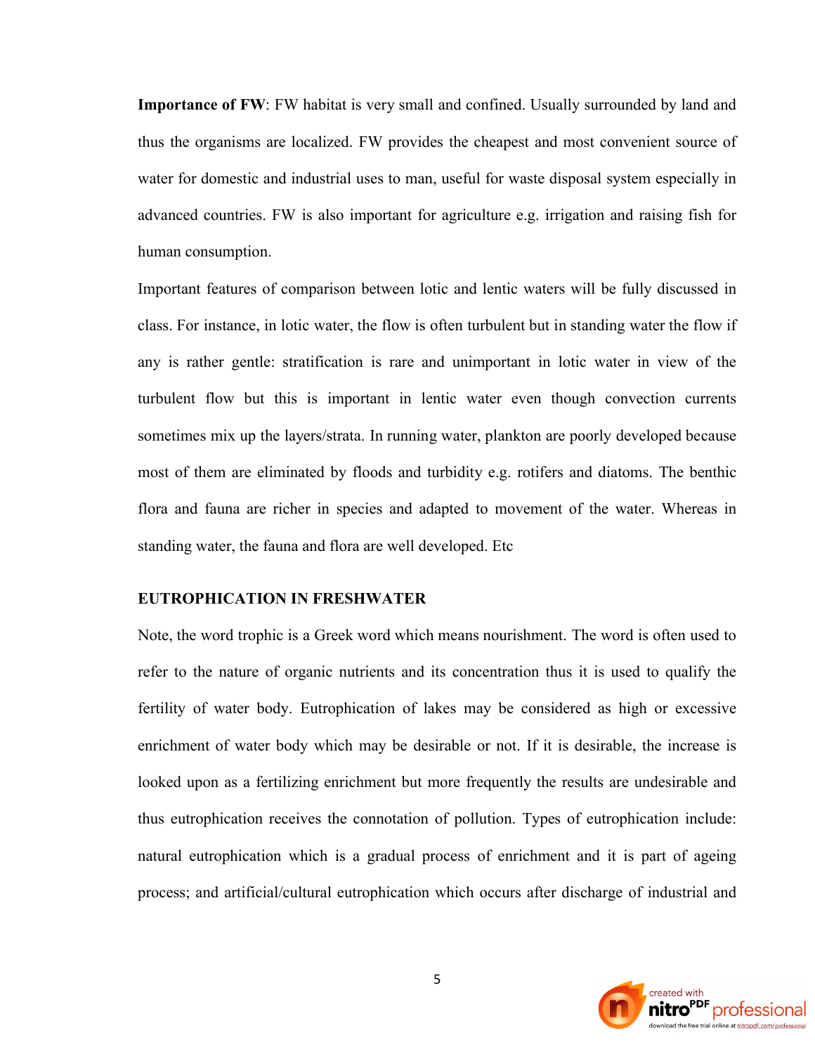**Importance of FW**: FW habitat is very small and confined. Usually surrounded by land and thus the organisms are localized. FW provides the cheapest and most convenient source of water for domestic and industrial uses to man, useful for waste disposal system especially in advanced countries. FW is also important for agriculture e.g. irrigation and raising fish for human consumption.

Important features of comparison between lotic and lentic waters will be fully discussed in class. For instance, in lotic water, the flow is often turbulent but in standing water the flow if any is rather gentle: stratification is rare and unimportant in lotic water in view of the turbulent flow but this is important in lentic water even though convection currents sometimes mix up the layers/strata. In running water, plankton are poorly developed because most of them are eliminated by floods and turbidity e.g. rotifers and diatoms. The benthic flora and fauna are richer in species and adapted to movement of the water. Whereas in standing water, the fauna and flora are well developed. Etc

## EUTROPHICATION IN FRESHWATER

Note, the word trophic is a Greek word which means nourishment. The word is often used to refer to the nature of organic nutrients and its concentration thus it is used to qualify the fertility of water body. Eutrophication of lakes may be considered as high or excessive enrichment of water body which may be desirable or not. If it is desirable, the increase is looked upon as a fertilizing enrichment but more frequently the results are undesirable and thus eutrophication receives the connotation of pollution. Types of eutrophication include: natural eutrophication which is a gradual process of enrichment and it is part of ageing process; and artificial/cultural eutrophication which occurs after discharge of industrial and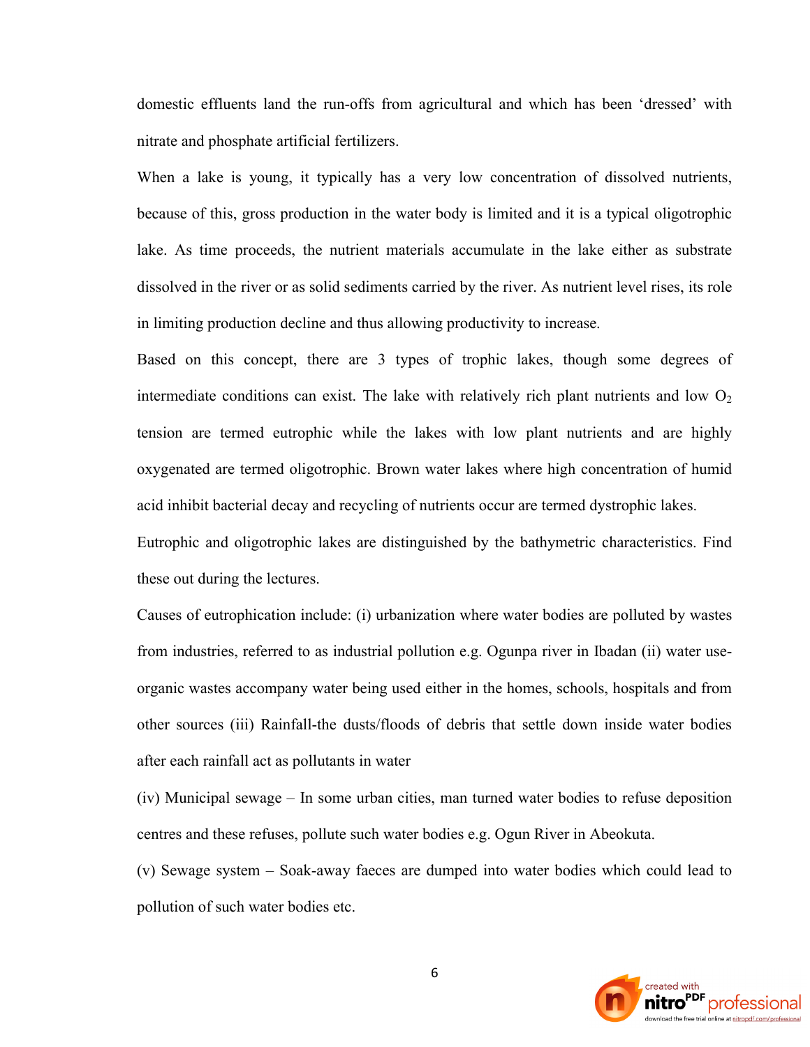domestic effluents land the run-offs from agricultural and which has been 'dressed' with nitrate and phosphate artificial fertilizers.

When a lake is young, it typically has a very low concentration of dissolved nutrients, because of this, gross production in the water body is limited and it is a typical oligotrophic lake. As time proceeds, the nutrient materials accumulate in the lake either as substrate dissolved in the river or as solid sediments carried by the river. As nutrient level rises, its role in limiting production decline and thus allowing productivity to increase.

Based on this concept, there are 3 types of trophic lakes, though some degrees of intermediate conditions can exist. The lake with relatively rich plant nutrients and low $O_2$ tension are termed eutrophic while the lakes with low plant nutrients and are highly oxygenated are termed oligotrophic. Brown water lakes where high concentration of humid acid inhibit bacterial decay and recycling of nutrients occur are termed dystrophic lakes.

Eutrophic and oligotrophic lakes are distinguished by the bathymetric characteristics. Find these out during the lectures.

Causes of eutrophication include: (i) urbanization where water bodies are polluted by wastes from industries, referred to as industrial pollution e.g. Ogunpa river in Ibadan (ii) water use-organic wastes accompany water being used either in the homes, schools, hospitals and from other sources (iii) Rainfall-the dusts/floods of debris that settle down inside water bodies after each rainfall act as pollutants in water

(iv) Municipal sewage – In some urban cities, man turned water bodies to refuse deposition centres and these refuses, pollute such water bodies e.g. Ogun River in Abeokuta.

(v) Sewage system – Soak-away faeces are dumped into water bodies which could lead to pollution of such water bodies etc.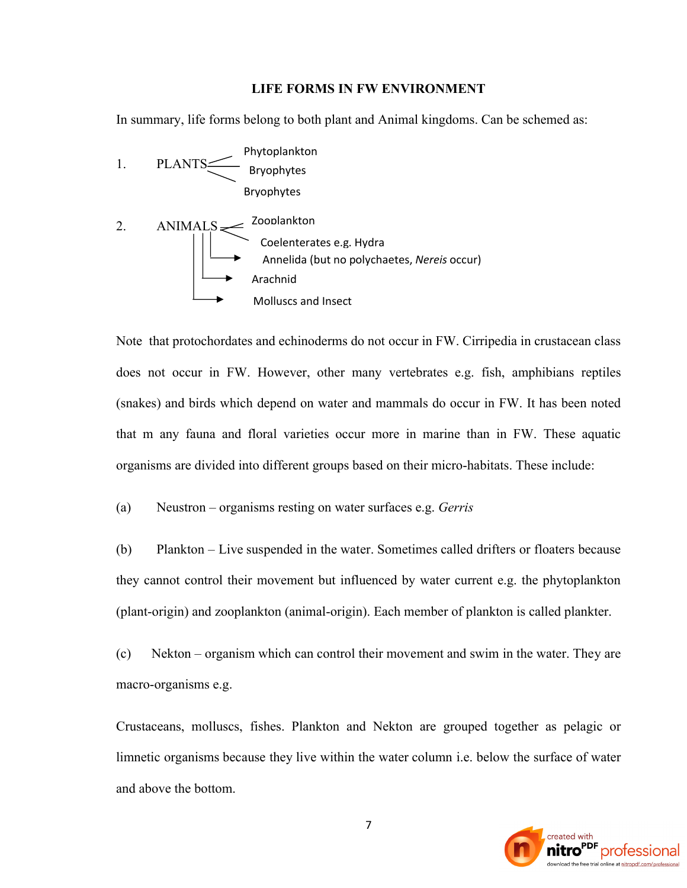## LIFE FORMS IN FW ENVIRONMENT

In summary, life forms belong to both plant and Animal kingdoms. Can be schemed as:

1. PLANTS
   - Phytoplankton
   - Bryophytes
   - Bryophytes

2. ANIMALS
   - Zooplankton
   - Coelenterates e.g. Hydra
   - Annelida (but no polychaetes, *Nereis* occur)
   - Arachnid
   - Molluscs and Insect

Note that protochordates and echinoderms do not occur in FW. Cirripedia in crustacean class does not occur in FW. However, other many vertebrates e.g. fish, amphibians reptiles (snakes) and birds which depend on water and mammals do occur in FW. It has been noted that m any fauna and floral varieties occur more in marine than in FW. These aquatic organisms are divided into different groups based on their micro-habitats. These include:

(a) Neustron – organisms resting on water surfaces e.g. *Gerris*

(b) Plankton – Live suspended in the water. Sometimes called drifters or floaters because they cannot control their movement but influenced by water current e.g. the phytoplankton (plant-origin) and zooplankton (animal-origin). Each member of plankton is called plankter.

(c) Nekton – organism which can control their movement and swim in the water. They are macro-organisms e.g.

Crustaceans, molluscs, fishes. Plankton and Nekton are grouped together as pelagic or limnetic organisms because they live within the water column i.e. below the surface of water and above the bottom.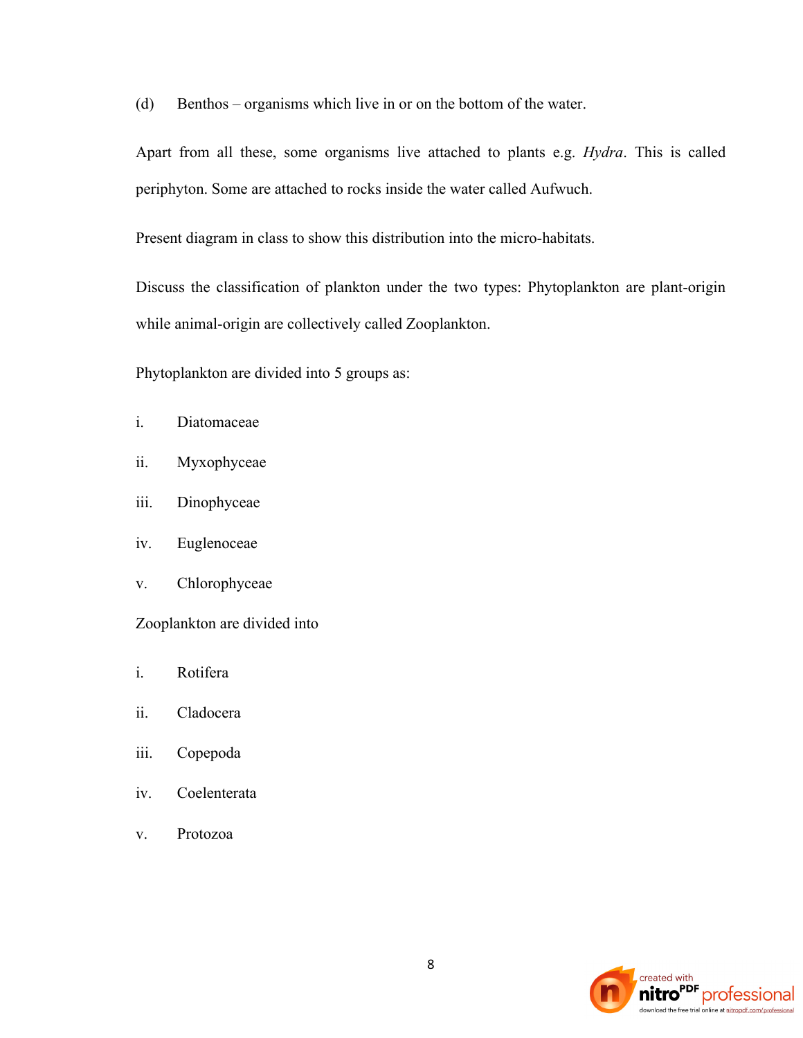(d) Benthos – organisms which live in or on the bottom of the water.

Apart from all these, some organisms live attached to plants e.g. *Hydra*. This is called periphyton. Some are attached to rocks inside the water called Aufwuch.

Present diagram in class to show this distribution into the micro-habitats.

Discuss the classification of plankton under the two types: Phytoplankton are plant-origin while animal-origin are collectively called Zooplankton.

Phytoplankton are divided into 5 groups as:

i. Diatomaceae

ii. Myxophyceae

iii. Dinophyceae

iv. Euglenoceae

v. Chlorophyceae

Zooplankton are divided into

i. Rotifera

ii. Cladocera

iii. Copepoda

iv. Coelenterata

v. Protozoa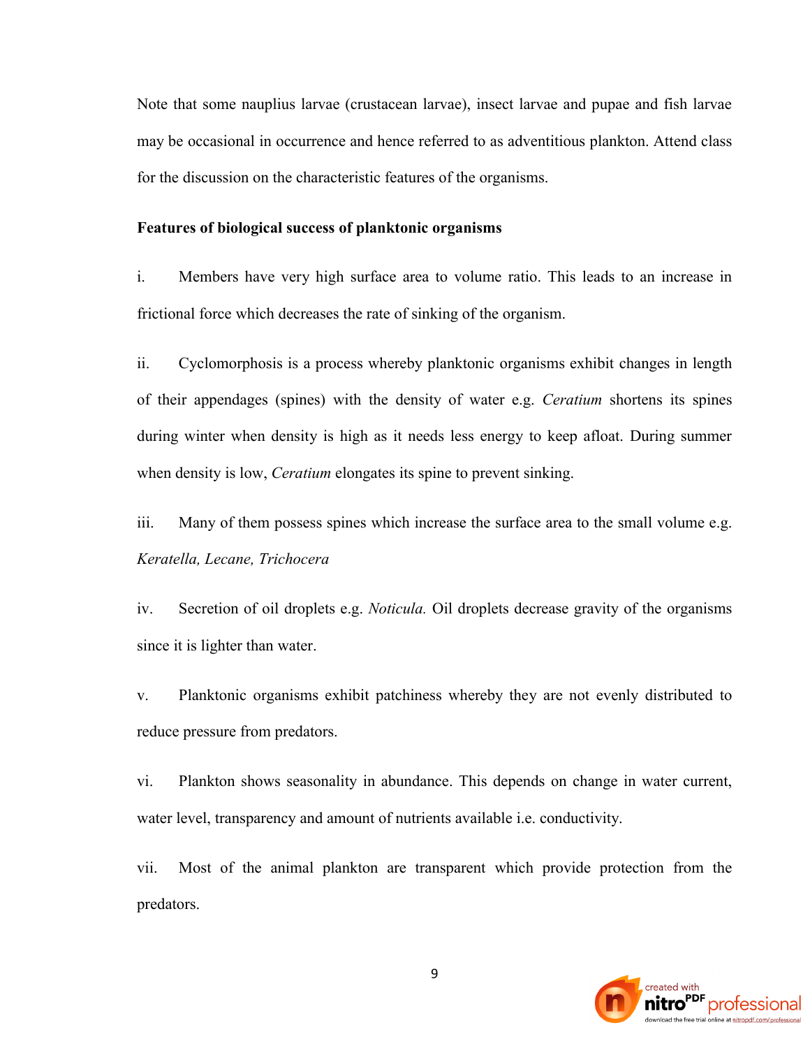Note that some nauplius larvae (crustacean larvae), insect larvae and pupae and fish larvae may be occasional in occurrence and hence referred to as adventitious plankton. Attend class for the discussion on the characteristic features of the organisms.

**Features of biological success of planktonic organisms**

i. Members have very high surface area to volume ratio. This leads to an increase in frictional force which decreases the rate of sinking of the organism.

ii. Cyclomorphosis is a process whereby planktonic organisms exhibit changes in length of their appendages (spines) with the density of water e.g. *Ceratium* shortens its spines during winter when density is high as it needs less energy to keep afloat. During summer when density is low, *Ceratium* elongates its spine to prevent sinking.

iii. Many of them possess spines which increase the surface area to the small volume e.g. *Keratella, Lecane, Trichocera*

iv. Secretion of oil droplets e.g. *Noticula.* Oil droplets decrease gravity of the organisms since it is lighter than water.

v. Planktonic organisms exhibit patchiness whereby they are not evenly distributed to reduce pressure from predators.

vi. Plankton shows seasonality in abundance. This depends on change in water current, water level, transparency and amount of nutrients available i.e. conductivity.

vii. Most of the animal plankton are transparent which provide protection from the predators.